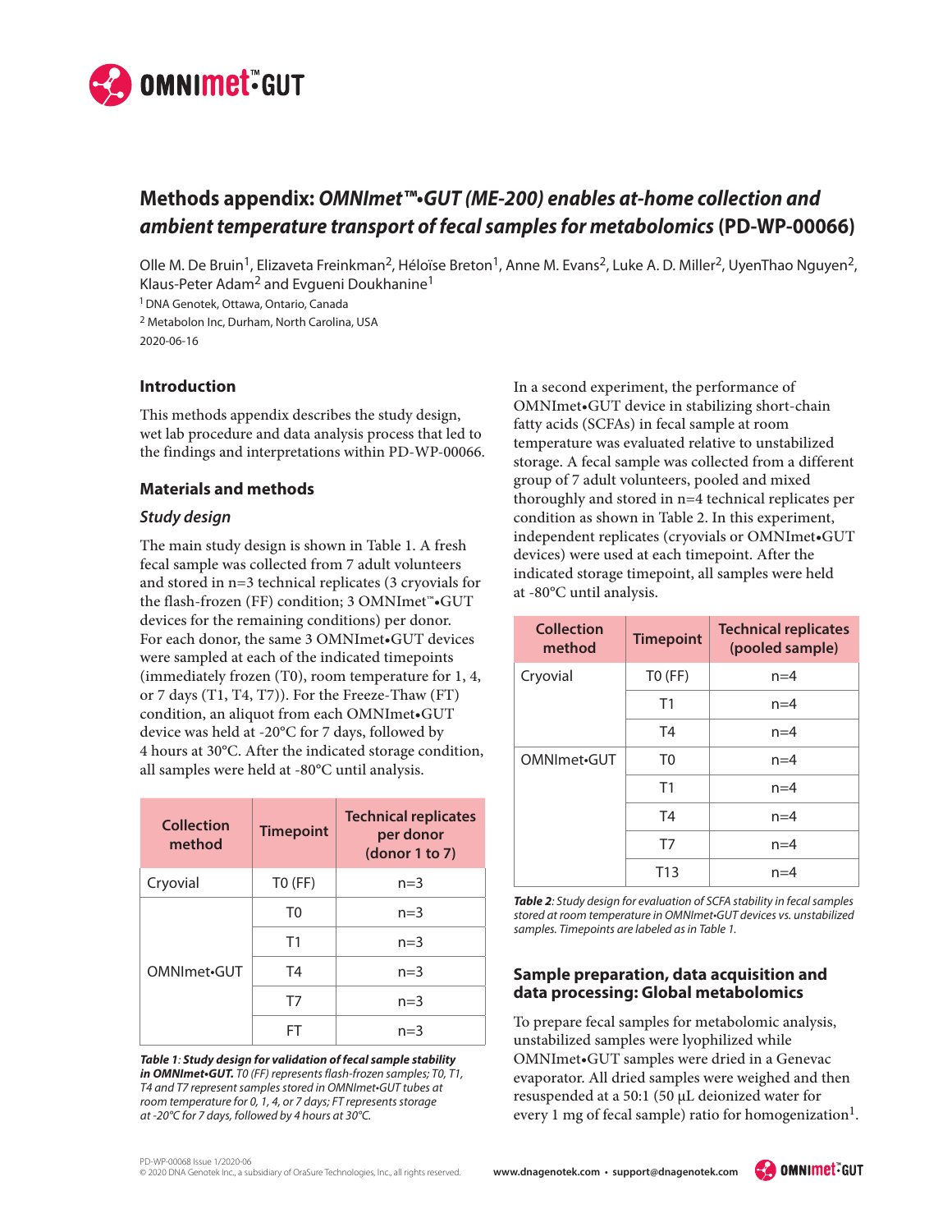# Methods appendix: *OMNImet™•GUT (ME-200) enables at-home collection and ambient temperature transport of fecal samples for metabolomics* (PD-WP-00066)

Olle M. De Bruin[1], Elizaveta Freinkman[2], Héloïse Breton[1], Anne M. Evans[2], Luke A. D. Miller[2], UyenThao Nguyen[2], Klaus-Peter Adam[2] and Evgueni Doukhanine[1]

[1] DNA Genotek, Ottawa, Ontario, Canada

[2] Metabolon Inc, Durham, North Carolina, USA

2020-06-16

## Introduction

This methods appendix describes the study design, wet lab procedure and data analysis process that led to the findings and interpretations within PD-WP-00066.

## Materials and methods

### *Study design*

The main study design is shown in Table 1. A fresh fecal sample was collected from 7 adult volunteers and stored in n=3 technical replicates (3 cryovials for the flash-frozen (FF) condition; 3 OMNImet™•GUT devices for the remaining conditions) per donor. For each donor, the same 3 OMNImet•GUT devices were sampled at each of the indicated timepoints (immediately frozen (T0), room temperature for 1, 4, or 7 days (T1, T4, T7)). For the Freeze-Thaw (FT) condition, an aliquot from each OMNImet•GUT device was held at -20°C for 7 days, followed by 4 hours at 30°C. After the indicated storage condition, all samples were held at -80°C until analysis.

| Collection method | Timepoint | Technical replicates per donor (donor 1 to 7) |
|---|---|---|
| Cryovial | T0 (FF) | n=3 |
| OMNImet•GUT | T0 | n=3 |
| | T1 | n=3 |
| | T4 | n=3 |
| | T7 | n=3 |
| | FT | n=3 |

***Table 1**: **Study design for validation of fecal sample stability in OMNImet•GUT.** T0 (FF) represents flash-frozen samples; T0, T1, T4 and T7 represent samples stored in OMNImet•GUT tubes at room temperature for 0, 1, 4, or 7 days; FT represents storage at -20°C for 7 days, followed by 4 hours at 30°C.*

In a second experiment, the performance of OMNImet•GUT device in stabilizing short-chain fatty acids (SCFAs) in fecal sample at room temperature was evaluated relative to unstabilized storage. A fecal sample was collected from a different group of 7 adult volunteers, pooled and mixed thoroughly and stored in n=4 technical replicates per condition as shown in Table 2. In this experiment, independent replicates (cryovials or OMNImet•GUT devices) were used at each timepoint. After the indicated storage timepoint, all samples were held at -80°C until analysis.

| Collection method | Timepoint | Technical replicates (pooled sample) |
|---|---|---|
| Cryovial | T0 (FF) | n=4 |
| | T1 | n=4 |
| | T4 | n=4 |
| OMNImet•GUT | T0 | n=4 |
| | T1 | n=4 |
| | T4 | n=4 |
| | T7 | n=4 |
| | T13 | n=4 |

***Table 2**: Study design for evaluation of SCFA stability in fecal samples stored at room temperature in OMNImet•GUT devices vs. unstabilized samples. Timepoints are labeled as in Table 1.*

## Sample preparation, data acquisition and data processing: Global metabolomics

To prepare fecal samples for metabolomic analysis, unstabilized samples were lyophilized while OMNImet•GUT samples were dried in a Genevac evaporator. All dried samples were weighed and then resuspended at a 50:1 (50 μL deionized water for every 1 mg of fecal sample) ratio for homogenization[1].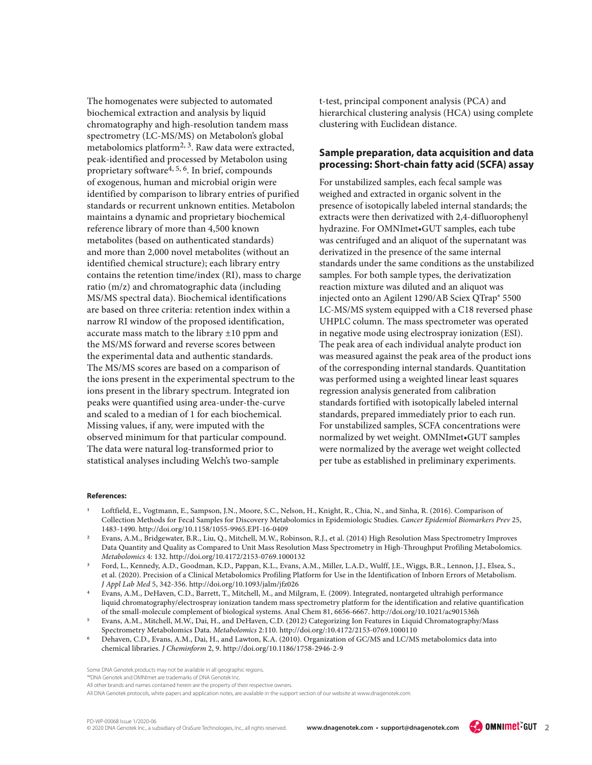The homogenates were subjected to automated biochemical extraction and analysis by liquid chromatography and high-resolution tandem mass spectrometry (LC-MS/MS) on Metabolon's global metabolomics platform[2, 3]. Raw data were extracted, peak-identified and processed by Metabolon using proprietary software[4, 5, 6]. In brief, compounds of exogenous, human and microbial origin were identified by comparison to library entries of purified standards or recurrent unknown entities. Metabolon maintains a dynamic and proprietary biochemical reference library of more than 4,500 known metabolites (based on authenticated standards) and more than 2,000 novel metabolites (without an identified chemical structure); each library entry contains the retention time/index (RI), mass to charge ratio (m/z) and chromatographic data (including MS/MS spectral data). Biochemical identifications are based on three criteria: retention index within a narrow RI window of the proposed identification, accurate mass match to the library ±10 ppm and the MS/MS forward and reverse scores between the experimental data and authentic standards. The MS/MS scores are based on a comparison of the ions present in the experimental spectrum to the ions present in the library spectrum. Integrated ion peaks were quantified using area-under-the-curve and scaled to a median of 1 for each biochemical. Missing values, if any, were imputed with the observed minimum for that particular compound. The data were natural log-transformed prior to statistical analyses including Welch's two-sample t-test, principal component analysis (PCA) and hierarchical clustering analysis (HCA) using complete clustering with Euclidean distance.

## Sample preparation, data acquisition and data processing: Short-chain fatty acid (SCFA) assay

For unstabilized samples, each fecal sample was weighed and extracted in organic solvent in the presence of isotopically labeled internal standards; the extracts were then derivatized with 2,4-difluorophenyl hydrazine. For OMNImet•GUT samples, each tube was centrifuged and an aliquot of the supernatant was derivatized in the presence of the same internal standards under the same conditions as the unstabilized samples. For both sample types, the derivatization reaction mixture was diluted and an aliquot was injected onto an Agilent 1290/AB Sciex QTrap® 5500 LC-MS/MS system equipped with a C18 reversed phase UHPLC column. The mass spectrometer was operated in negative mode using electrospray ionization (ESI). The peak area of each individual analyte product ion was measured against the peak area of the product ions of the corresponding internal standards. Quantitation was performed using a weighted linear least squares regression analysis generated from calibration standards fortified with isotopically labeled internal standards, prepared immediately prior to each run. For unstabilized samples, SCFA concentrations were normalized by wet weight. OMNImet•GUT samples were normalized by the average wet weight collected per tube as established in preliminary experiments.

**References:**

1. Loftfield, E., Vogtmann, E., Sampson, J.N., Moore, S.C., Nelson, H., Knight, R., Chia, N., and Sinha, R. (2016). Comparison of Collection Methods for Fecal Samples for Discovery Metabolomics in Epidemiologic Studies. *Cancer Epidemiol Biomarkers Prev* 25, 1483-1490. http://doi.org/10.1158/1055-9965.EPI-16-0409
2. Evans, A.M., Bridgewater, B.R., Liu, Q., Mitchell, M.W., Robinson, R.J., et al. (2014) High Resolution Mass Spectrometry Improves Data Quantity and Quality as Compared to Unit Mass Resolution Mass Spectrometry in High-Throughput Profiling Metabolomics. *Metabolomics* 4: 132. http://doi.org/10.4172/2153-0769.1000132
3. Ford, L., Kennedy, A.D., Goodman, K.D., Pappan, K.L., Evans, A.M., Miller, L.A.D., Wulff, J.E., Wiggs, B.R., Lennon, J.J., Elsea, S., et al. (2020). Precision of a Clinical Metabolomics Profiling Platform for Use in the Identification of Inborn Errors of Metabolism. *J Appl Lab Med* 5, 342-356. http://doi.org/10.1093/jalm/jfz026
4. Evans, A.M., DeHaven, C.D., Barrett, T., Mitchell, M., and Milgram, E. (2009). Integrated, nontargeted ultrahigh performance liquid chromatography/electrospray ionization tandem mass spectrometry platform for the identification and relative quantification of the small-molecule complement of biological systems. Anal Chem 81, 6656-6667. http://doi.org/10.1021/ac901536h
5. Evans, A.M., Mitchell, M.W., Dai, H., and DeHaven, C.D. (2012) Categorizing Ion Features in Liquid Chromatography/Mass Spectrometry Metabolomics Data. *Metabolomics* 2:110. http://doi.org/:10.4172/2153-0769.1000110
6. Dehaven, C.D., Evans, A.M., Dai, H., and Lawton, K.A. (2010). Organization of GC/MS and LC/MS metabolomics data into chemical libraries. *J Cheminform* 2, 9. http://doi.org/10.1186/1758-2946-2-9

Some DNA Genotek products may not be available in all geographic regions.

™DNA Genotek and OMNImet are trademarks of DNA Genotek Inc.

All other brands and names contained herein are the property of their respective owners.

All DNA Genotek protocols, white papers and application notes, are available in the support section of our website at www.dnagenotek.com.

PD-WP-00068 Issue 1/2020-06

© 2020 DNA Genotek Inc., a subsidiary of OraSure Technologies, Inc., all rights reserved.

www.dnagenotek.com • support@dnagenotek.com